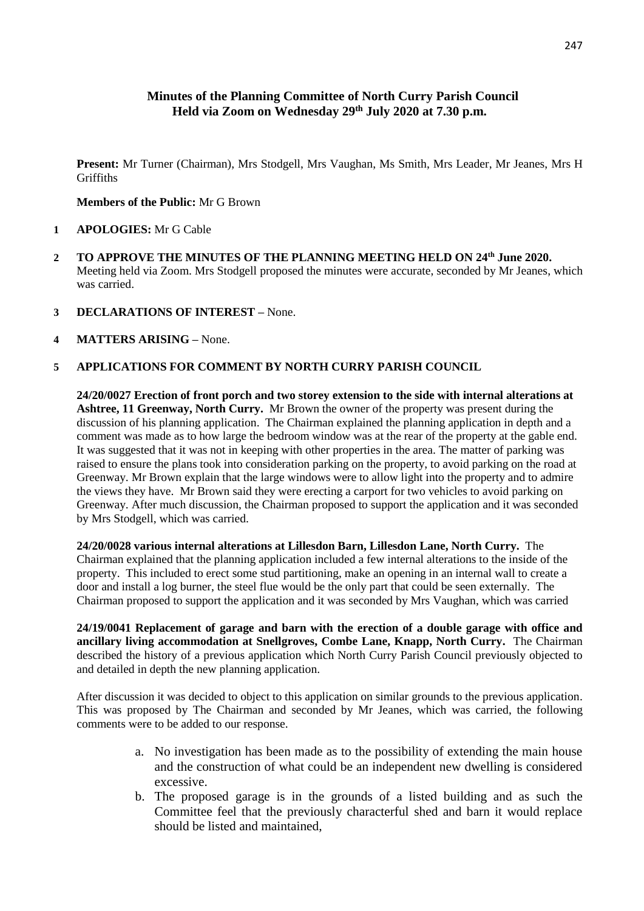# Minutes of the Planning Committee of North Curry Parish Council
## Held via Zoom on Wednesday 29th July 2020 at 7.30 p.m.

**Present:** Mr Turner (Chairman), Mrs Stodgell, Mrs Vaughan, Ms Smith, Mrs Leader, Mr Jeanes, Mrs H Griffiths

**Members of the Public:** Mr G Brown

**1 APOLOGIES:** Mr G Cable

**2 TO APPROVE THE MINUTES OF THE PLANNING MEETING HELD ON 24th June 2020.**
Meeting held via Zoom. Mrs Stodgell proposed the minutes were accurate, seconded by Mr Jeanes, which was carried.

**3 DECLARATIONS OF INTEREST –** None.

**4 MATTERS ARISING –** None.

**5 APPLICATIONS FOR COMMENT BY NORTH CURRY PARISH COUNCIL**

**24/20/0027 Erection of front porch and two storey extension to the side with internal alterations at Ashtree, 11 Greenway, North Curry.** Mr Brown the owner of the property was present during the discussion of his planning application. The Chairman explained the planning application in depth and a comment was made as to how large the bedroom window was at the rear of the property at the gable end. It was suggested that it was not in keeping with other properties in the area. The matter of parking was raised to ensure the plans took into consideration parking on the property, to avoid parking on the road at Greenway. Mr Brown explain that the large windows were to allow light into the property and to admire the views they have. Mr Brown said they were erecting a carport for two vehicles to avoid parking on Greenway. After much discussion, the Chairman proposed to support the application and it was seconded by Mrs Stodgell, which was carried.

**24/20/0028 various internal alterations at Lillesdon Barn, Lillesdon Lane, North Curry.** The Chairman explained that the planning application included a few internal alterations to the inside of the property. This included to erect some stud partitioning, make an opening in an internal wall to create a door and install a log burner, the steel flue would be the only part that could be seen externally. The Chairman proposed to support the application and it was seconded by Mrs Vaughan, which was carried

**24/19/0041 Replacement of garage and barn with the erection of a double garage with office and ancillary living accommodation at Snellgroves, Combe Lane, Knapp, North Curry.** The Chairman described the history of a previous application which North Curry Parish Council previously objected to and detailed in depth the new planning application.

After discussion it was decided to object to this application on similar grounds to the previous application. This was proposed by The Chairman and seconded by Mr Jeanes, which was carried, the following comments were to be added to our response.

a. No investigation has been made as to the possibility of extending the main house and the construction of what could be an independent new dwelling is considered excessive.
b. The proposed garage is in the grounds of a listed building and as such the Committee feel that the previously characterful shed and barn it would replace should be listed and maintained,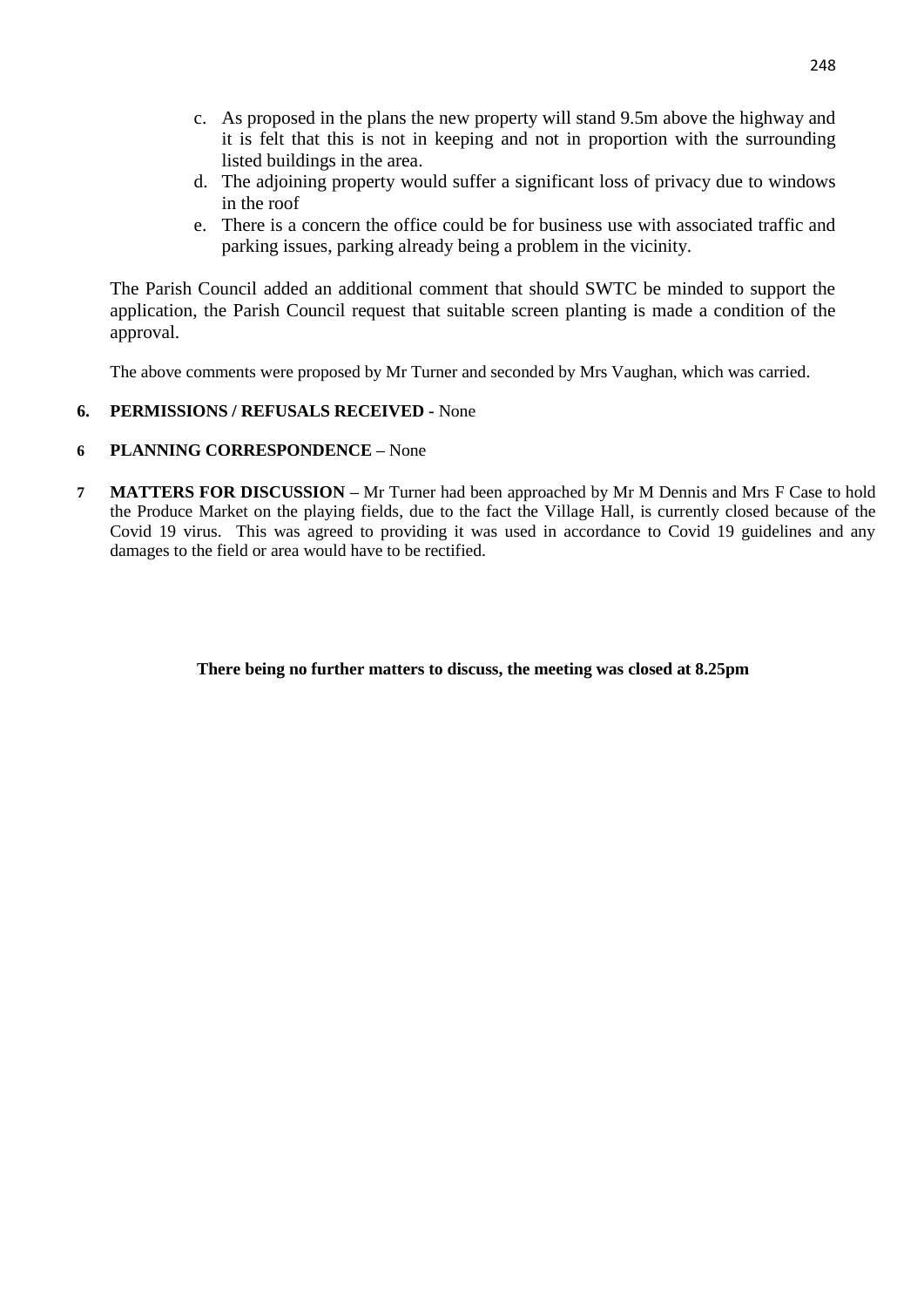c. As proposed in the plans the new property will stand 9.5m above the highway and it is felt that this is not in keeping and not in proportion with the surrounding listed buildings in the area.
d. The adjoining property would suffer a significant loss of privacy due to windows in the roof
e. There is a concern the office could be for business use with associated traffic and parking issues, parking already being a problem in the vicinity.

The Parish Council added an additional comment that should SWTC be minded to support the application, the Parish Council request that suitable screen planting is made a condition of the approval.

The above comments were proposed by Mr Turner and seconded by Mrs Vaughan, which was carried.

**6. PERMISSIONS / REFUSALS RECEIVED -** None

**6 PLANNING CORRESPONDENCE –** None

**7 MATTERS FOR DISCUSSION –** Mr Turner had been approached by Mr M Dennis and Mrs F Case to hold the Produce Market on the playing fields, due to the fact the Village Hall, is currently closed because of the Covid 19 virus. This was agreed to providing it was used in accordance to Covid 19 guidelines and any damages to the field or area would have to be rectified.

**There being no further matters to discuss, the meeting was closed at 8.25pm**